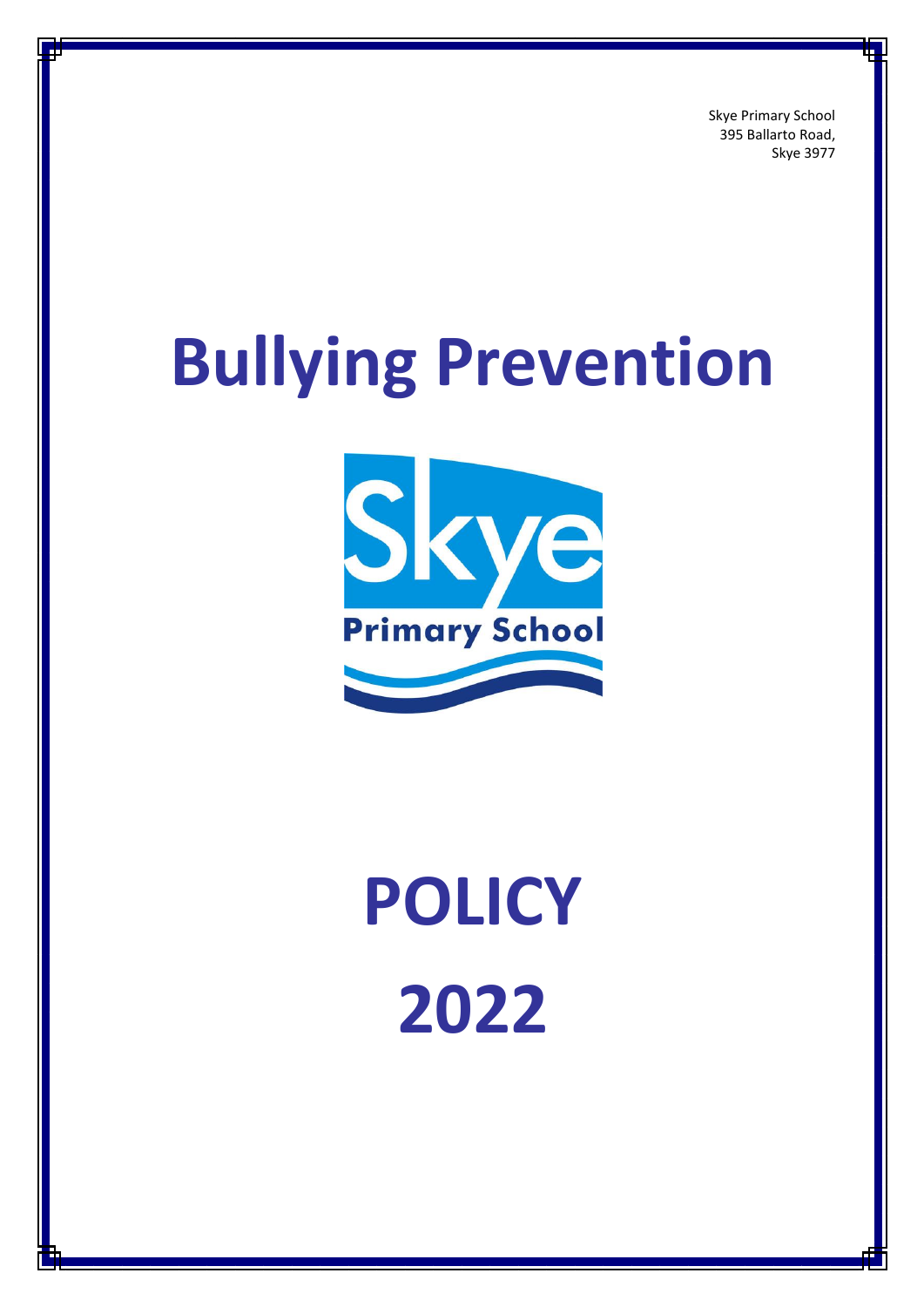Skye Primary School
395 Ballarto Road,
Skye 3977

# Bullying Prevention

Skye
Primary School

# POLICY

# 2022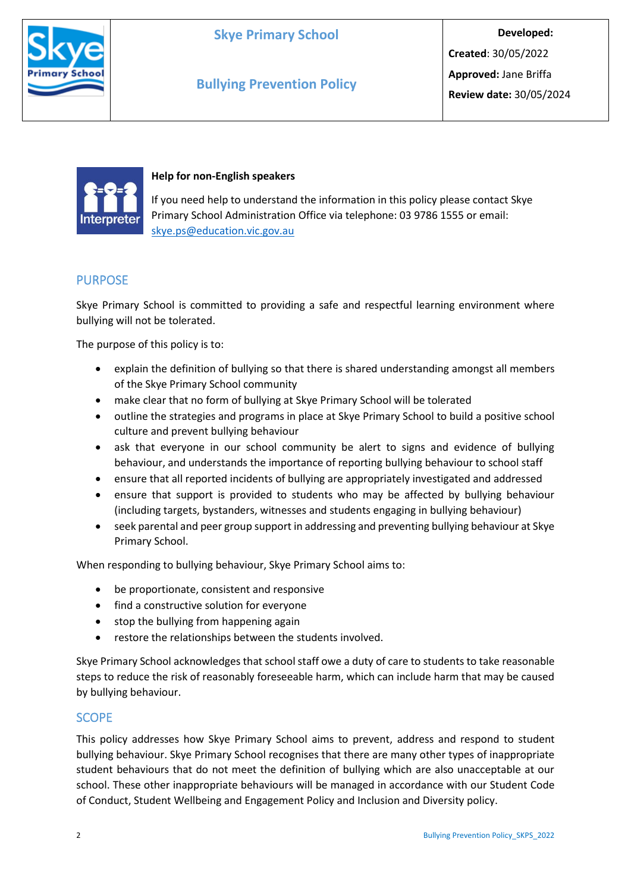| | Skye Primary School<br><br>Bullying Prevention Policy | **Developed:**<br>**Created**: 30/05/2022<br>**Approved:** Jane Briffa<br>**Review date:** 30/05/2024 |
|---|---|---|

**Help for non-English speakers**

If you need help to understand the information in this policy please contact Skye Primary School Administration Office via telephone: 03 9786 1555 or email: skye.ps@education.vic.gov.au

## PURPOSE

Skye Primary School is committed to providing a safe and respectful learning environment where bullying will not be tolerated.

The purpose of this policy is to:

- explain the definition of bullying so that there is shared understanding amongst all members of the Skye Primary School community
- make clear that no form of bullying at Skye Primary School will be tolerated
- outline the strategies and programs in place at Skye Primary School to build a positive school culture and prevent bullying behaviour
- ask that everyone in our school community be alert to signs and evidence of bullying behaviour, and understands the importance of reporting bullying behaviour to school staff
- ensure that all reported incidents of bullying are appropriately investigated and addressed
- ensure that support is provided to students who may be affected by bullying behaviour (including targets, bystanders, witnesses and students engaging in bullying behaviour)
- seek parental and peer group support in addressing and preventing bullying behaviour at Skye Primary School.

When responding to bullying behaviour, Skye Primary School aims to:

- be proportionate, consistent and responsive
- find a constructive solution for everyone
- stop the bullying from happening again
- restore the relationships between the students involved.

Skye Primary School acknowledges that school staff owe a duty of care to students to take reasonable steps to reduce the risk of reasonably foreseeable harm, which can include harm that may be caused by bullying behaviour.

## SCOPE

This policy addresses how Skye Primary School aims to prevent, address and respond to student bullying behaviour. Skye Primary School recognises that there are many other types of inappropriate student behaviours that do not meet the definition of bullying which are also unacceptable at our school. These other inappropriate behaviours will be managed in accordance with our Student Code of Conduct, Student Wellbeing and Engagement Policy and Inclusion and Diversity policy.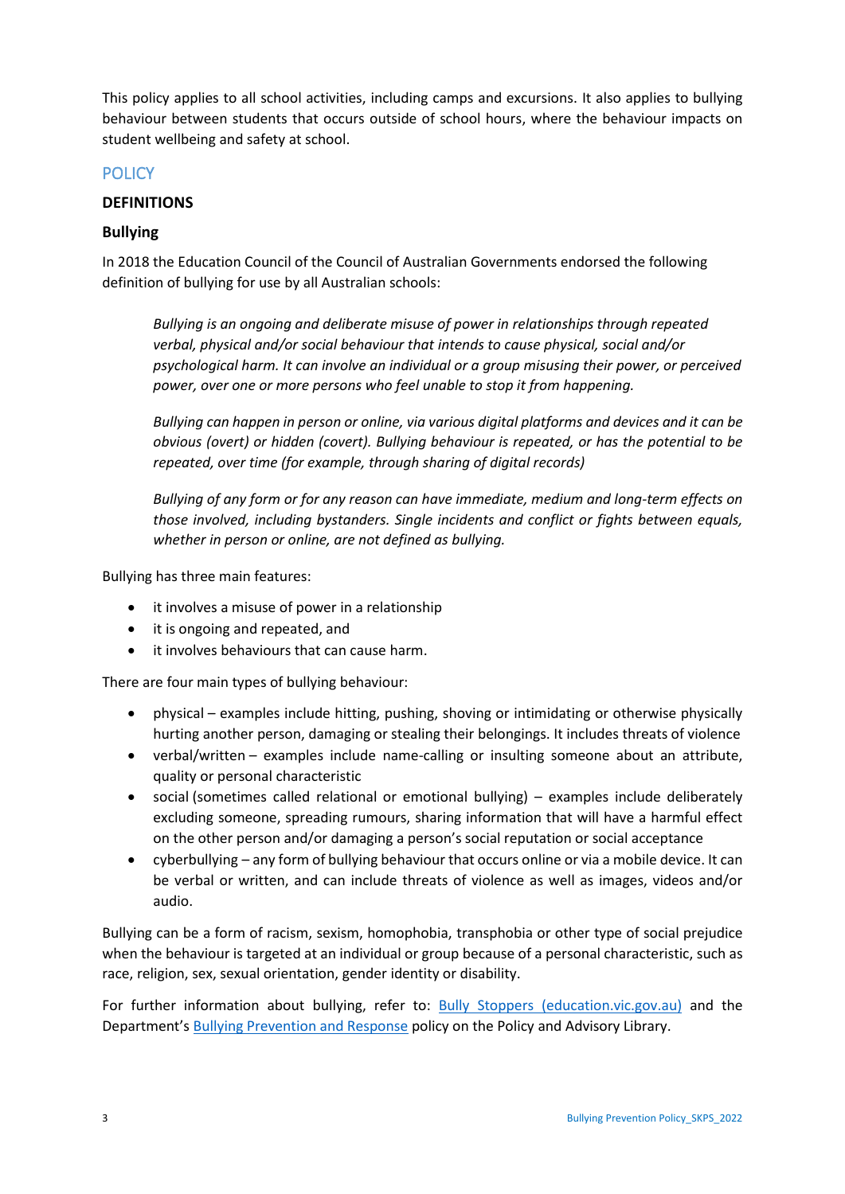This policy applies to all school activities, including camps and excursions. It also applies to bullying behaviour between students that occurs outside of school hours, where the behaviour impacts on student wellbeing and safety at school.

## POLICY

### DEFINITIONS

#### Bullying

In 2018 the Education Council of the Council of Australian Governments endorsed the following definition of bullying for use by all Australian schools:

> *Bullying is an ongoing and deliberate misuse of power in relationships through repeated verbal, physical and/or social behaviour that intends to cause physical, social and/or psychological harm. It can involve an individual or a group misusing their power, or perceived power, over one or more persons who feel unable to stop it from happening.*
>
> *Bullying can happen in person or online, via various digital platforms and devices and it can be obvious (overt) or hidden (covert). Bullying behaviour is repeated, or has the potential to be repeated, over time (for example, through sharing of digital records)*
>
> *Bullying of any form or for any reason can have immediate, medium and long-term effects on those involved, including bystanders. Single incidents and conflict or fights between equals, whether in person or online, are not defined as bullying.*

Bullying has three main features:

- it involves a misuse of power in a relationship
- it is ongoing and repeated, and
- it involves behaviours that can cause harm.

There are four main types of bullying behaviour:

- physical – examples include hitting, pushing, shoving or intimidating or otherwise physically hurting another person, damaging or stealing their belongings. It includes threats of violence
- verbal/written – examples include name-calling or insulting someone about an attribute, quality or personal characteristic
- social (sometimes called relational or emotional bullying) – examples include deliberately excluding someone, spreading rumours, sharing information that will have a harmful effect on the other person and/or damaging a person's social reputation or social acceptance
- cyberbullying – any form of bullying behaviour that occurs online or via a mobile device. It can be verbal or written, and can include threats of violence as well as images, videos and/or audio.

Bullying can be a form of racism, sexism, homophobia, transphobia or other type of social prejudice when the behaviour is targeted at an individual or group because of a personal characteristic, such as race, religion, sex, sexual orientation, gender identity or disability.

For further information about bullying, refer to: Bully Stoppers (education.vic.gov.au) and the Department's Bullying Prevention and Response policy on the Policy and Advisory Library.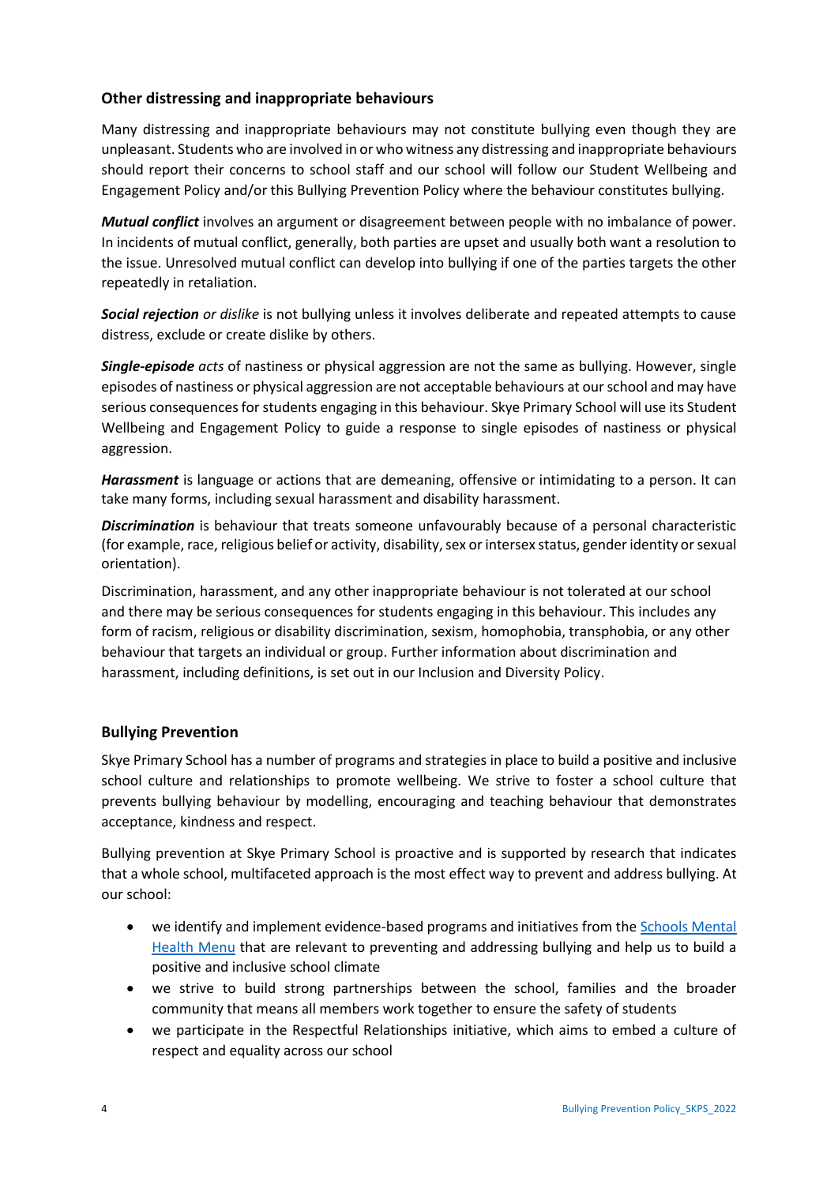### Other distressing and inappropriate behaviours

Many distressing and inappropriate behaviours may not constitute bullying even though they are unpleasant. Students who are involved in or who witness any distressing and inappropriate behaviours should report their concerns to school staff and our school will follow our Student Wellbeing and Engagement Policy and/or this Bullying Prevention Policy where the behaviour constitutes bullying.

***Mutual conflict*** involves an argument or disagreement between people with no imbalance of power. In incidents of mutual conflict, generally, both parties are upset and usually both want a resolution to the issue. Unresolved mutual conflict can develop into bullying if one of the parties targets the other repeatedly in retaliation.

***Social rejection*** *or dislike* is not bullying unless it involves deliberate and repeated attempts to cause distress, exclude or create dislike by others.

***Single-episode*** *acts* of nastiness or physical aggression are not the same as bullying. However, single episodes of nastiness or physical aggression are not acceptable behaviours at our school and may have serious consequences for students engaging in this behaviour. Skye Primary School will use its Student Wellbeing and Engagement Policy to guide a response to single episodes of nastiness or physical aggression.

***Harassment*** is language or actions that are demeaning, offensive or intimidating to a person. It can take many forms, including sexual harassment and disability harassment.

***Discrimination*** is behaviour that treats someone unfavourably because of a personal characteristic (for example, race, religious belief or activity, disability, sex or intersex status, gender identity or sexual orientation).

Discrimination, harassment, and any other inappropriate behaviour is not tolerated at our school and there may be serious consequences for students engaging in this behaviour. This includes any form of racism, religious or disability discrimination, sexism, homophobia, transphobia, or any other behaviour that targets an individual or group. Further information about discrimination and harassment, including definitions, is set out in our Inclusion and Diversity Policy.

### Bullying Prevention

Skye Primary School has a number of programs and strategies in place to build a positive and inclusive school culture and relationships to promote wellbeing. We strive to foster a school culture that prevents bullying behaviour by modelling, encouraging and teaching behaviour that demonstrates acceptance, kindness and respect.

Bullying prevention at Skye Primary School is proactive and is supported by research that indicates that a whole school, multifaceted approach is the most effect way to prevent and address bullying. At our school:

- we identify and implement evidence-based programs and initiatives from the Schools Mental Health Menu that are relevant to preventing and addressing bullying and help us to build a positive and inclusive school climate
- we strive to build strong partnerships between the school, families and the broader community that means all members work together to ensure the safety of students
- we participate in the Respectful Relationships initiative, which aims to embed a culture of respect and equality across our school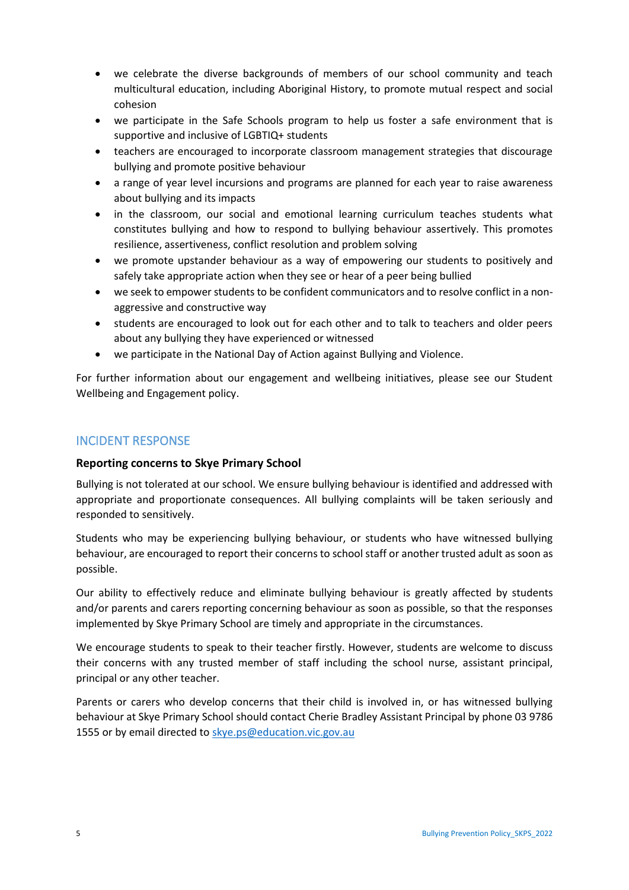- we celebrate the diverse backgrounds of members of our school community and teach multicultural education, including Aboriginal History, to promote mutual respect and social cohesion
- we participate in the Safe Schools program to help us foster a safe environment that is supportive and inclusive of LGBTIQ+ students
- teachers are encouraged to incorporate classroom management strategies that discourage bullying and promote positive behaviour
- a range of year level incursions and programs are planned for each year to raise awareness about bullying and its impacts
- in the classroom, our social and emotional learning curriculum teaches students what constitutes bullying and how to respond to bullying behaviour assertively. This promotes resilience, assertiveness, conflict resolution and problem solving
- we promote upstander behaviour as a way of empowering our students to positively and safely take appropriate action when they see or hear of a peer being bullied
- we seek to empower students to be confident communicators and to resolve conflict in a non-aggressive and constructive way
- students are encouraged to look out for each other and to talk to teachers and older peers about any bullying they have experienced or witnessed
- we participate in the National Day of Action against Bullying and Violence.

For further information about our engagement and wellbeing initiatives, please see our Student Wellbeing and Engagement policy.

## INCIDENT RESPONSE

**Reporting concerns to Skye Primary School**

Bullying is not tolerated at our school. We ensure bullying behaviour is identified and addressed with appropriate and proportionate consequences. All bullying complaints will be taken seriously and responded to sensitively.

Students who may be experiencing bullying behaviour, or students who have witnessed bullying behaviour, are encouraged to report their concerns to school staff or another trusted adult as soon as possible.

Our ability to effectively reduce and eliminate bullying behaviour is greatly affected by students and/or parents and carers reporting concerning behaviour as soon as possible, so that the responses implemented by Skye Primary School are timely and appropriate in the circumstances.

We encourage students to speak to their teacher firstly. However, students are welcome to discuss their concerns with any trusted member of staff including the school nurse, assistant principal, principal or any other teacher.

Parents or carers who develop concerns that their child is involved in, or has witnessed bullying behaviour at Skye Primary School should contact Cherie Bradley Assistant Principal by phone 03 9786 1555 or by email directed to [skye.ps@education.vic.gov.au](mailto:skye.ps@education.vic.gov.au)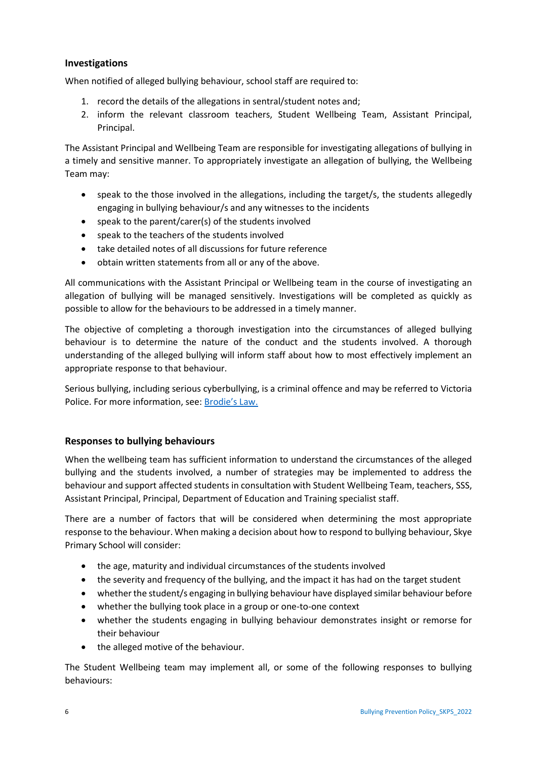### Investigations

When notified of alleged bullying behaviour, school staff are required to:

1. record the details of the allegations in sentral/student notes and;
2. inform the relevant classroom teachers, Student Wellbeing Team, Assistant Principal, Principal.

The Assistant Principal and Wellbeing Team are responsible for investigating allegations of bullying in a timely and sensitive manner. To appropriately investigate an allegation of bullying, the Wellbeing Team may:

- speak to the those involved in the allegations, including the target/s, the students allegedly engaging in bullying behaviour/s and any witnesses to the incidents
- speak to the parent/carer(s) of the students involved
- speak to the teachers of the students involved
- take detailed notes of all discussions for future reference
- obtain written statements from all or any of the above.

All communications with the Assistant Principal or Wellbeing team in the course of investigating an allegation of bullying will be managed sensitively. Investigations will be completed as quickly as possible to allow for the behaviours to be addressed in a timely manner.

The objective of completing a thorough investigation into the circumstances of alleged bullying behaviour is to determine the nature of the conduct and the students involved. A thorough understanding of the alleged bullying will inform staff about how to most effectively implement an appropriate response to that behaviour.

Serious bullying, including serious cyberbullying, is a criminal offence and may be referred to Victoria Police. For more information, see: [Brodie's Law.]

### Responses to bullying behaviours

When the wellbeing team has sufficient information to understand the circumstances of the alleged bullying and the students involved, a number of strategies may be implemented to address the behaviour and support affected students in consultation with Student Wellbeing Team, teachers, SSS, Assistant Principal, Principal, Department of Education and Training specialist staff.

There are a number of factors that will be considered when determining the most appropriate response to the behaviour. When making a decision about how to respond to bullying behaviour, Skye Primary School will consider:

- the age, maturity and individual circumstances of the students involved
- the severity and frequency of the bullying, and the impact it has had on the target student
- whether the student/s engaging in bullying behaviour have displayed similar behaviour before
- whether the bullying took place in a group or one-to-one context
- whether the students engaging in bullying behaviour demonstrates insight or remorse for their behaviour
- the alleged motive of the behaviour.

The Student Wellbeing team may implement all, or some of the following responses to bullying behaviours: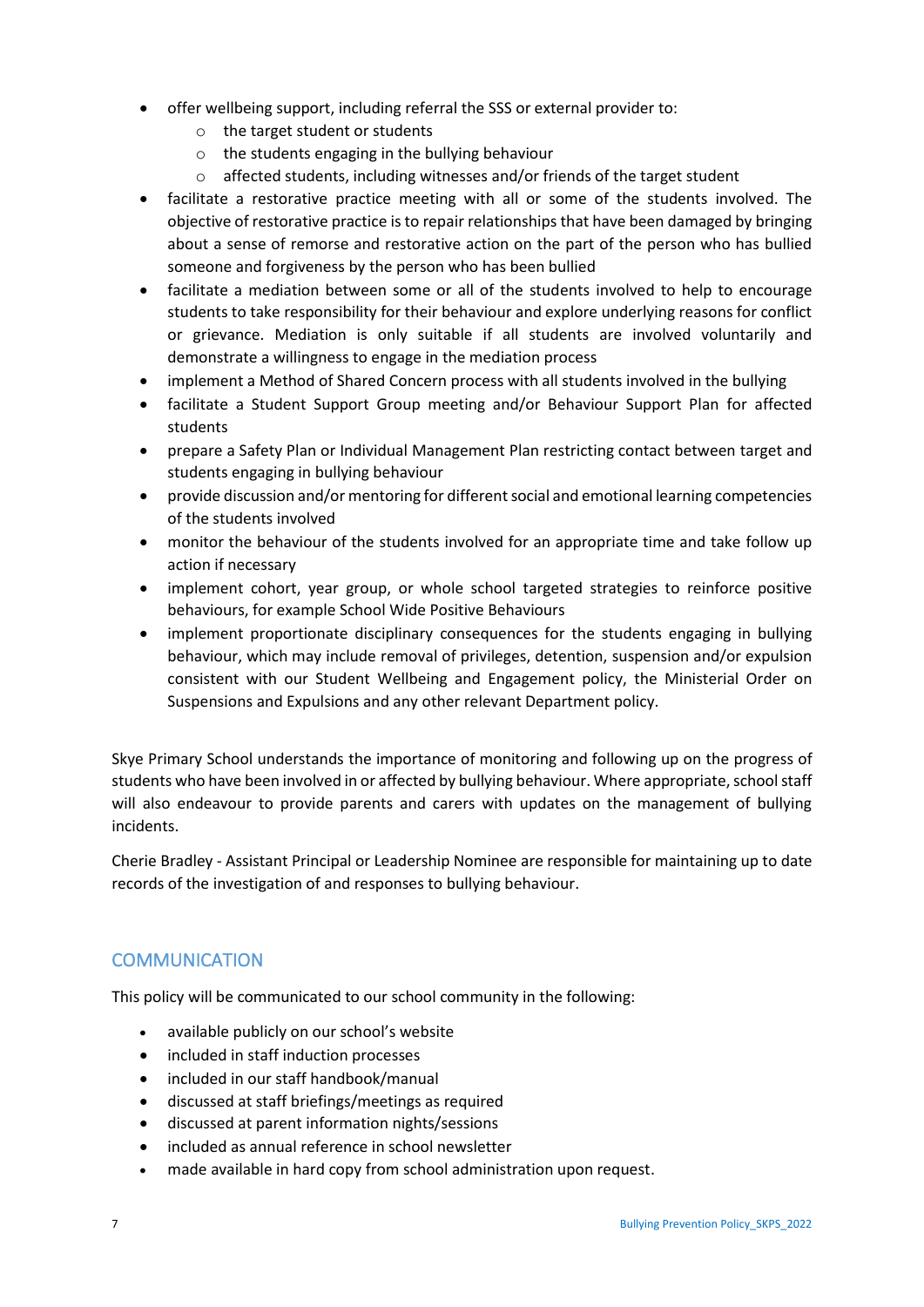- offer wellbeing support, including referral the SSS or external provider to:
    - the target student or students
    - the students engaging in the bullying behaviour
    - affected students, including witnesses and/or friends of the target student
- facilitate a restorative practice meeting with all or some of the students involved. The objective of restorative practice is to repair relationships that have been damaged by bringing about a sense of remorse and restorative action on the part of the person who has bullied someone and forgiveness by the person who has been bullied
- facilitate a mediation between some or all of the students involved to help to encourage students to take responsibility for their behaviour and explore underlying reasons for conflict or grievance. Mediation is only suitable if all students are involved voluntarily and demonstrate a willingness to engage in the mediation process
- implement a Method of Shared Concern process with all students involved in the bullying
- facilitate a Student Support Group meeting and/or Behaviour Support Plan for affected students
- prepare a Safety Plan or Individual Management Plan restricting contact between target and students engaging in bullying behaviour
- provide discussion and/or mentoring for different social and emotional learning competencies of the students involved
- monitor the behaviour of the students involved for an appropriate time and take follow up action if necessary
- implement cohort, year group, or whole school targeted strategies to reinforce positive behaviours, for example School Wide Positive Behaviours
- implement proportionate disciplinary consequences for the students engaging in bullying behaviour, which may include removal of privileges, detention, suspension and/or expulsion consistent with our Student Wellbeing and Engagement policy, the Ministerial Order on Suspensions and Expulsions and any other relevant Department policy.

Skye Primary School understands the importance of monitoring and following up on the progress of students who have been involved in or affected by bullying behaviour. Where appropriate, school staff will also endeavour to provide parents and carers with updates on the management of bullying incidents.

Cherie Bradley - Assistant Principal or Leadership Nominee are responsible for maintaining up to date records of the investigation of and responses to bullying behaviour.

## COMMUNICATION

This policy will be communicated to our school community in the following:

- available publicly on our school's website
- included in staff induction processes
- included in our staff handbook/manual
- discussed at staff briefings/meetings as required
- discussed at parent information nights/sessions
- included as annual reference in school newsletter
- made available in hard copy from school administration upon request.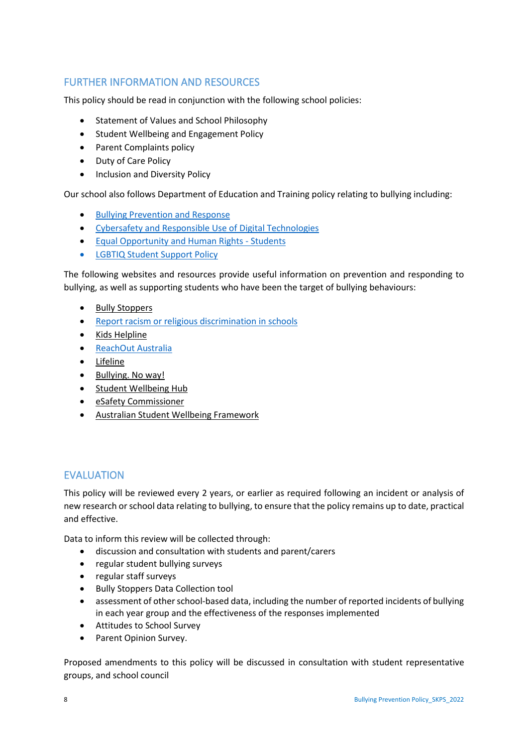## FURTHER INFORMATION AND RESOURCES

This policy should be read in conjunction with the following school policies:

- Statement of Values and School Philosophy
- Student Wellbeing and Engagement Policy
- Parent Complaints policy
- Duty of Care Policy
- Inclusion and Diversity Policy

Our school also follows Department of Education and Training policy relating to bullying including:

- Bullying Prevention and Response
- Cybersafety and Responsible Use of Digital Technologies
- Equal Opportunity and Human Rights - Students
- LGBTIQ Student Support Policy

The following websites and resources provide useful information on prevention and responding to bullying, as well as supporting students who have been the target of bullying behaviours:

- Bully Stoppers
- Report racism or religious discrimination in schools
- Kids Helpline
- ReachOut Australia
- Lifeline
- Bullying. No way!
- Student Wellbeing Hub
- eSafety Commissioner
- Australian Student Wellbeing Framework

## EVALUATION

This policy will be reviewed every 2 years, or earlier as required following an incident or analysis of new research or school data relating to bullying, to ensure that the policy remains up to date, practical and effective.

Data to inform this review will be collected through:

- discussion and consultation with students and parent/carers
- regular student bullying surveys
- regular staff surveys
- Bully Stoppers Data Collection tool
- assessment of other school-based data, including the number of reported incidents of bullying in each year group and the effectiveness of the responses implemented
- Attitudes to School Survey
- Parent Opinion Survey.

Proposed amendments to this policy will be discussed in consultation with student representative groups, and school council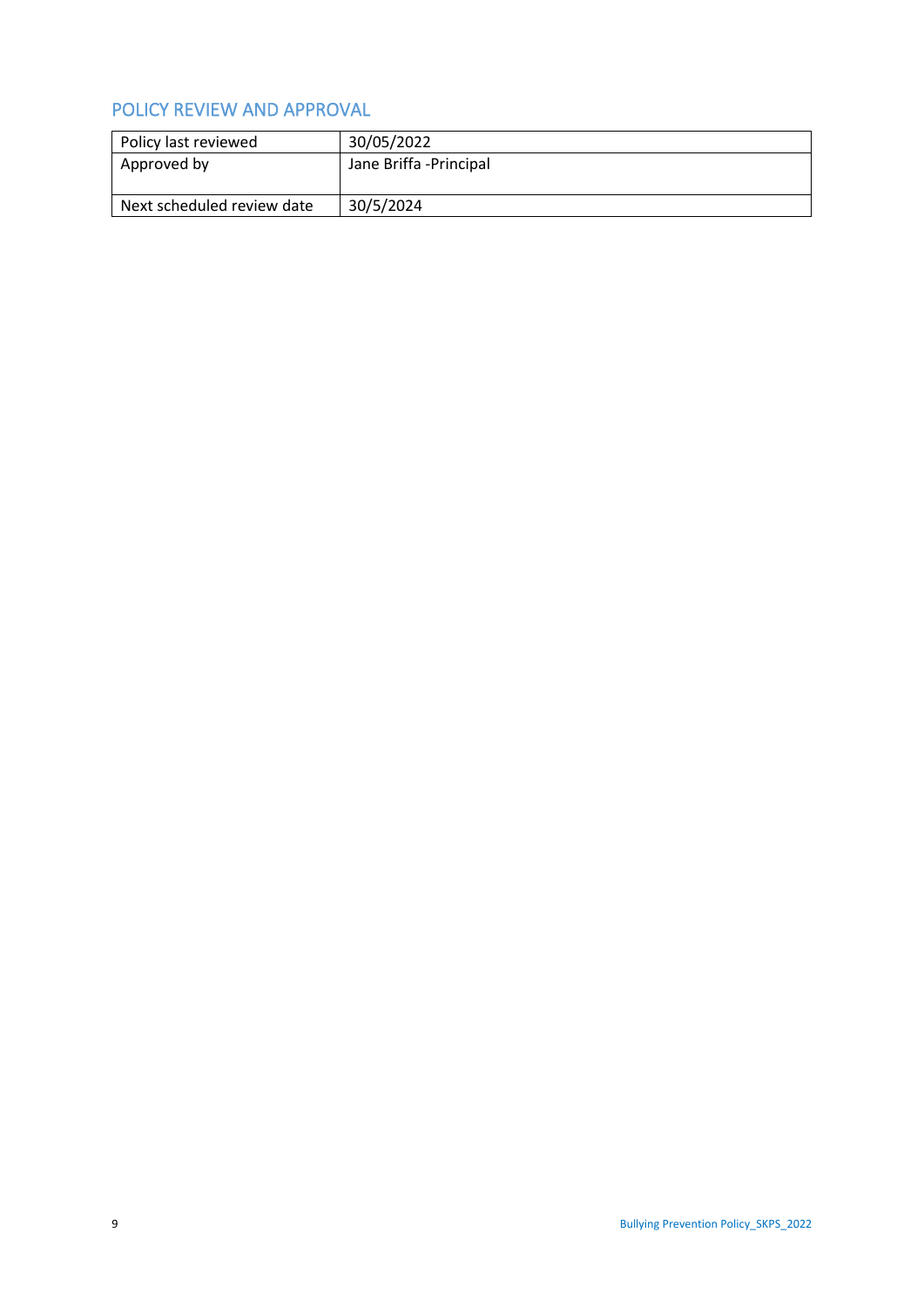## POLICY REVIEW AND APPROVAL

| | |
|---|---|
| Policy last reviewed | 30/05/2022 |
| Approved by | Jane Briffa -Principal |
| Next scheduled review date | 30/5/2024 |